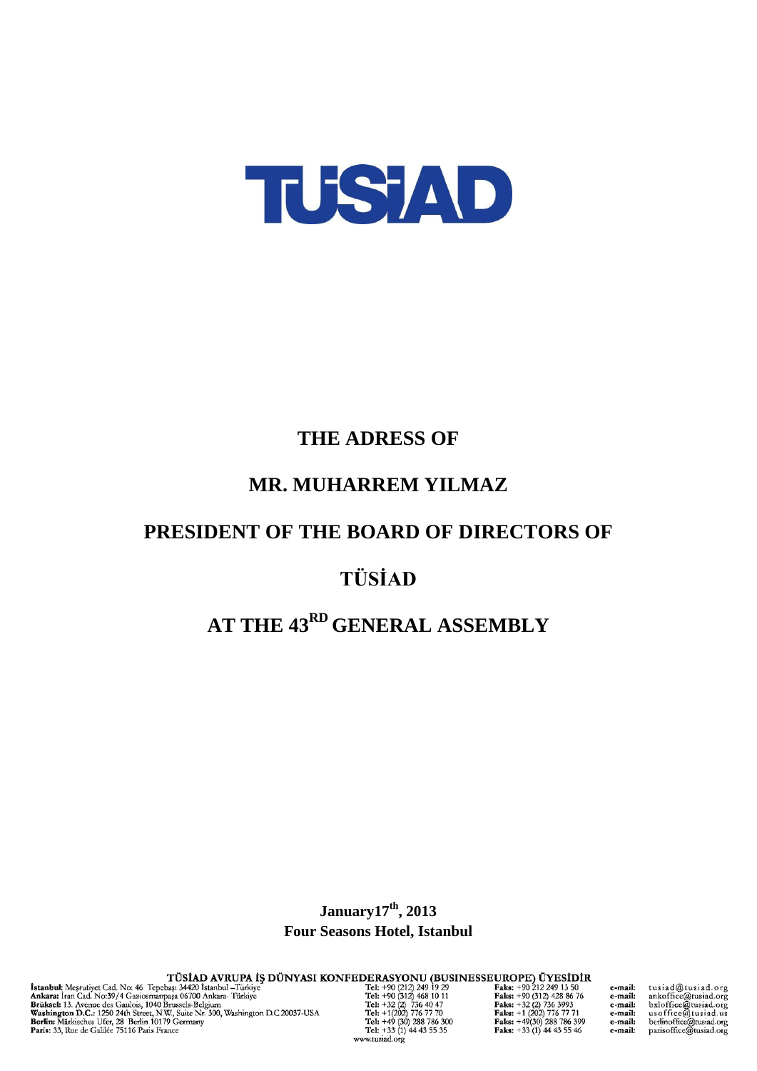TÜSİAD

**THE ADRESS OF**

**MR. MUHARREM YILMAZ**

**PRESIDENT OF THE BOARD OF DIRECTORS OF**

**TÜSİAD**

**AT THE 43RD GENERAL ASSEMBLY**

**January17th, 2013**
**Four Seasons Hotel, Istanbul**

TÜSİAD AVRUPA İŞ DÜNYASI KONFEDERASYONU (BUSINESSEUROPE) ÜYESİDİR

İstanbul: Meşrutiyet Cad. No: 46 Tepebaşı 34420 İstanbul –Türkiye Tel: +90 (212) 249 19 29 Faks: +90 212 249 13 50 e-mail: tusiad@tusiad.org
Ankara: İran Cad. No:39/4 Gaziosmanpaşa 06700 Ankara- Türkiye Tel: +90 (312) 468 10 11 Faks: +90 (312) 428 86 76 e-mail: ankoffice@tusiad.org
Brüksel: 13. Avenue des Gaulois, 1040 Brussels-Belgium Tel: +32 (2) 736 40 47 Faks: +32 (2) 736 3993 e-mail: bxloffice@tusiad.org
Washington D.C.: 1250 24th Street, N.W., Suite Nr. 300, Washington D.C.20037-USA Tel: +1(202) 776 77 70 Faks: +1 (202) 776 77 71 e-mail: usoffice@tusiad.us
Berlin: Märkisches Ufer, 28 Berlin 10179 Germany Tel: +49 (30) 288 786 300 Faks: +49(30) 288 786 399 e-mail: berlinoffice@tusiad.org
Paris: 33, Rue de Galilée 75116 Paris France Tel: +33 (1) 44 43 55 35 Faks: +33 (1) 44 43 55 46 e-mail: parisoffice@tusiad.org
www.tusiad.org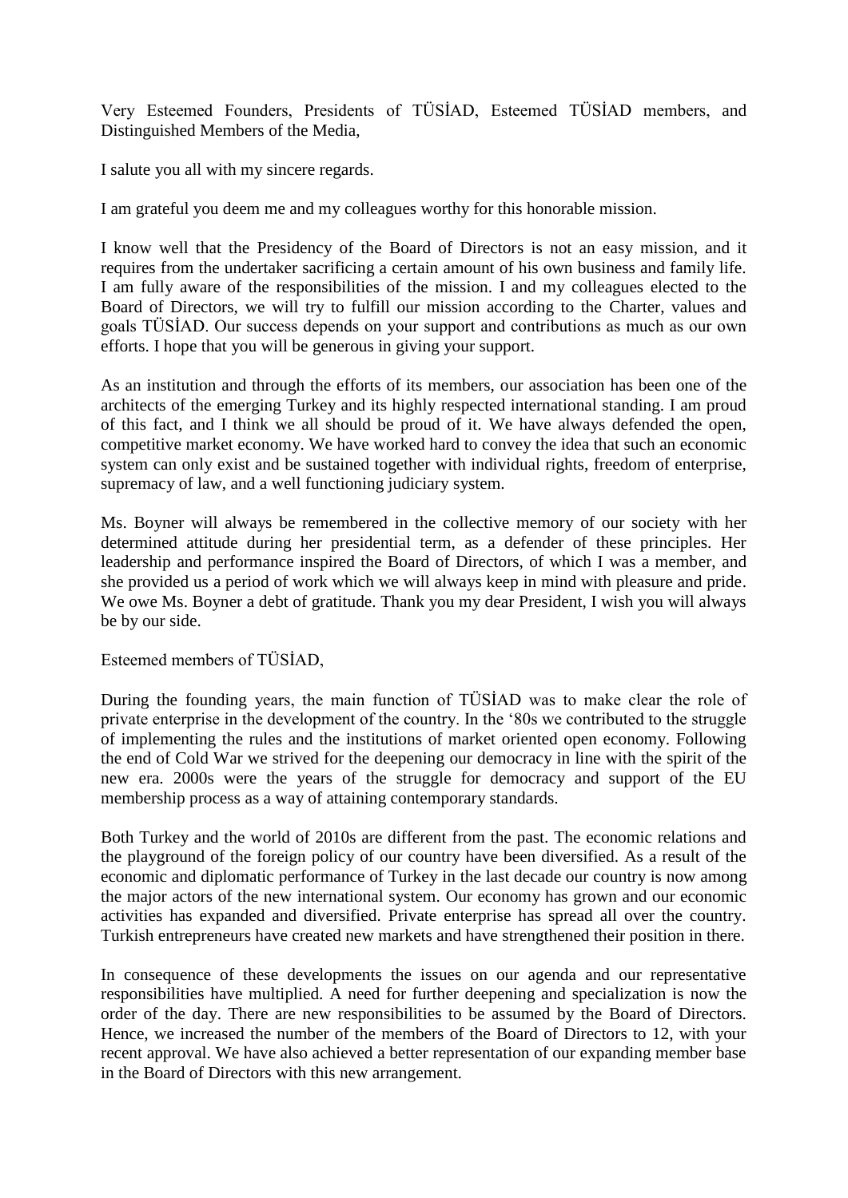Very Esteemed Founders, Presidents of TÜSİAD, Esteemed TÜSİAD members, and Distinguished Members of the Media,

I salute you all with my sincere regards.

I am grateful you deem me and my colleagues worthy for this honorable mission.

I know well that the Presidency of the Board of Directors is not an easy mission, and it requires from the undertaker sacrificing a certain amount of his own business and family life. I am fully aware of the responsibilities of the mission. I and my colleagues elected to the Board of Directors, we will try to fulfill our mission according to the Charter, values and goals TÜSİAD. Our success depends on your support and contributions as much as our own efforts. I hope that you will be generous in giving your support.

As an institution and through the efforts of its members, our association has been one of the architects of the emerging Turkey and its highly respected international standing. I am proud of this fact, and I think we all should be proud of it. We have always defended the open, competitive market economy. We have worked hard to convey the idea that such an economic system can only exist and be sustained together with individual rights, freedom of enterprise, supremacy of law, and a well functioning judiciary system.

Ms. Boyner will always be remembered in the collective memory of our society with her determined attitude during her presidential term, as a defender of these principles. Her leadership and performance inspired the Board of Directors, of which I was a member, and she provided us a period of work which we will always keep in mind with pleasure and pride. We owe Ms. Boyner a debt of gratitude. Thank you my dear President, I wish you will always be by our side.

Esteemed members of TÜSİAD,

During the founding years, the main function of TÜSİAD was to make clear the role of private enterprise in the development of the country. In the '80s we contributed to the struggle of implementing the rules and the institutions of market oriented open economy. Following the end of Cold War we strived for the deepening our democracy in line with the spirit of the new era. 2000s were the years of the struggle for democracy and support of the EU membership process as a way of attaining contemporary standards.

Both Turkey and the world of 2010s are different from the past. The economic relations and the playground of the foreign policy of our country have been diversified. As a result of the economic and diplomatic performance of Turkey in the last decade our country is now among the major actors of the new international system. Our economy has grown and our economic activities has expanded and diversified. Private enterprise has spread all over the country. Turkish entrepreneurs have created new markets and have strengthened their position in there.

In consequence of these developments the issues on our agenda and our representative responsibilities have multiplied. A need for further deepening and specialization is now the order of the day. There are new responsibilities to be assumed by the Board of Directors. Hence, we increased the number of the members of the Board of Directors to 12, with your recent approval. We have also achieved a better representation of our expanding member base in the Board of Directors with this new arrangement.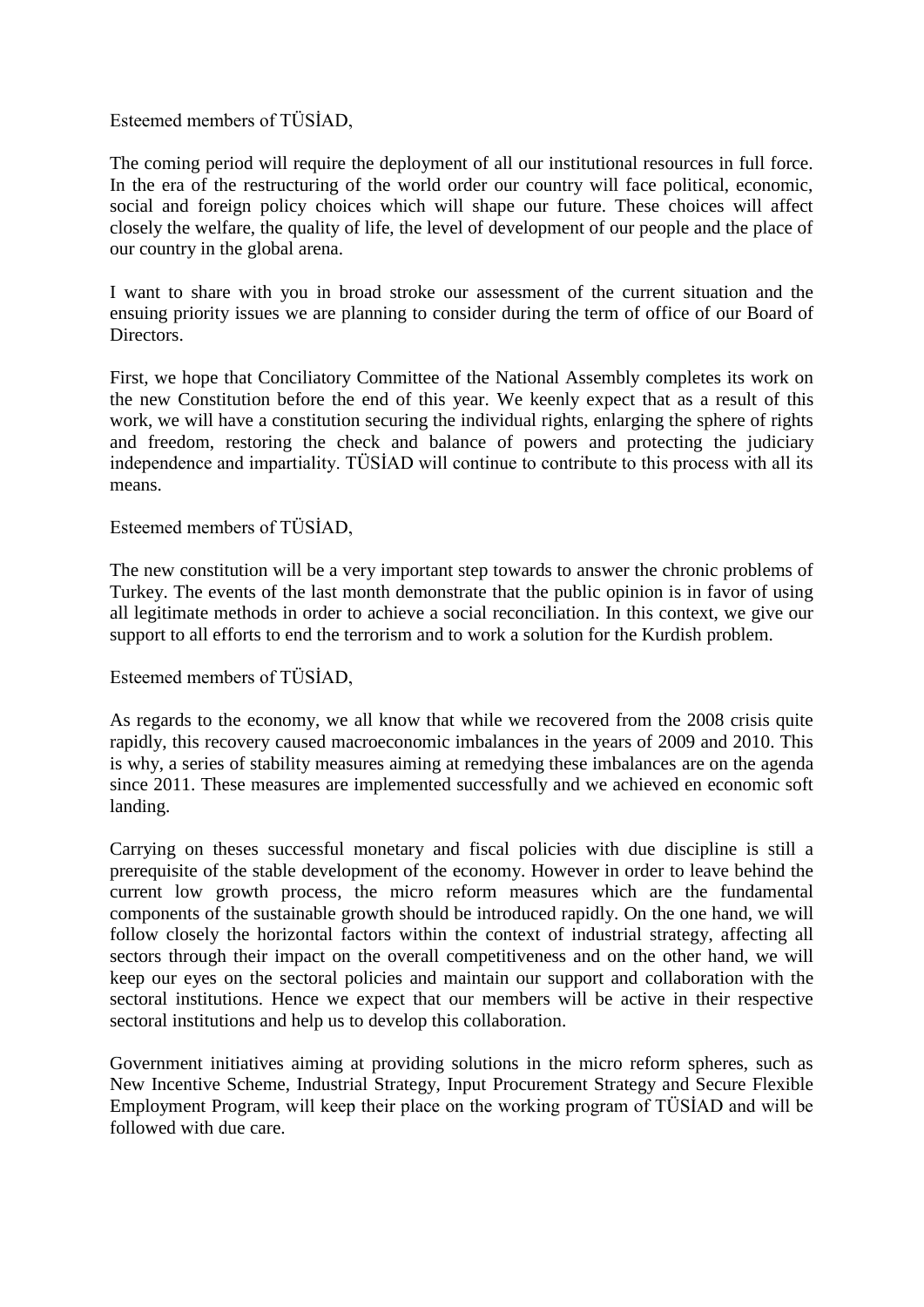Esteemed members of TÜSİAD,

The coming period will require the deployment of all our institutional resources in full force. In the era of the restructuring of the world order our country will face political, economic, social and foreign policy choices which will shape our future. These choices will affect closely the welfare, the quality of life, the level of development of our people and the place of our country in the global arena.

I want to share with you in broad stroke our assessment of the current situation and the ensuing priority issues we are planning to consider during the term of office of our Board of Directors.

First, we hope that Conciliatory Committee of the National Assembly completes its work on the new Constitution before the end of this year. We keenly expect that as a result of this work, we will have a constitution securing the individual rights, enlarging the sphere of rights and freedom, restoring the check and balance of powers and protecting the judiciary independence and impartiality. TÜSİAD will continue to contribute to this process with all its means.

Esteemed members of TÜSİAD,

The new constitution will be a very important step towards to answer the chronic problems of Turkey. The events of the last month demonstrate that the public opinion is in favor of using all legitimate methods in order to achieve a social reconciliation. In this context, we give our support to all efforts to end the terrorism and to work a solution for the Kurdish problem.

Esteemed members of TÜSİAD,

As regards to the economy, we all know that while we recovered from the 2008 crisis quite rapidly, this recovery caused macroeconomic imbalances in the years of 2009 and 2010. This is why, a series of stability measures aiming at remedying these imbalances are on the agenda since 2011. These measures are implemented successfully and we achieved en economic soft landing.

Carrying on theses successful monetary and fiscal policies with due discipline is still a prerequisite of the stable development of the economy. However in order to leave behind the current low growth process, the micro reform measures which are the fundamental components of the sustainable growth should be introduced rapidly. On the one hand, we will follow closely the horizontal factors within the context of industrial strategy, affecting all sectors through their impact on the overall competitiveness and on the other hand, we will keep our eyes on the sectoral policies and maintain our support and collaboration with the sectoral institutions. Hence we expect that our members will be active in their respective sectoral institutions and help us to develop this collaboration.

Government initiatives aiming at providing solutions in the micro reform spheres, such as New Incentive Scheme, Industrial Strategy, Input Procurement Strategy and Secure Flexible Employment Program, will keep their place on the working program of TÜSİAD and will be followed with due care.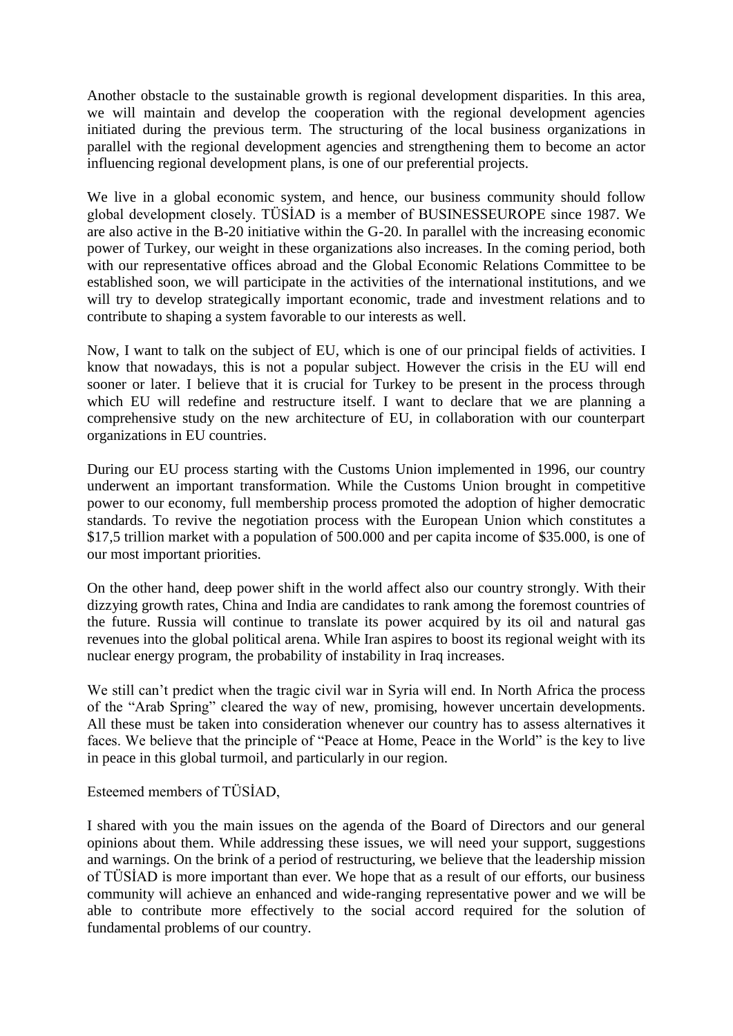Another obstacle to the sustainable growth is regional development disparities. In this area, we will maintain and develop the cooperation with the regional development agencies initiated during the previous term. The structuring of the local business organizations in parallel with the regional development agencies and strengthening them to become an actor influencing regional development plans, is one of our preferential projects.

We live in a global economic system, and hence, our business community should follow global development closely. TÜSİAD is a member of BUSINESSEUROPE since 1987. We are also active in the B-20 initiative within the G-20. In parallel with the increasing economic power of Turkey, our weight in these organizations also increases. In the coming period, both with our representative offices abroad and the Global Economic Relations Committee to be established soon, we will participate in the activities of the international institutions, and we will try to develop strategically important economic, trade and investment relations and to contribute to shaping a system favorable to our interests as well.

Now, I want to talk on the subject of EU, which is one of our principal fields of activities. I know that nowadays, this is not a popular subject. However the crisis in the EU will end sooner or later. I believe that it is crucial for Turkey to be present in the process through which EU will redefine and restructure itself. I want to declare that we are planning a comprehensive study on the new architecture of EU, in collaboration with our counterpart organizations in EU countries.

During our EU process starting with the Customs Union implemented in 1996, our country underwent an important transformation. While the Customs Union brought in competitive power to our economy, full membership process promoted the adoption of higher democratic standards. To revive the negotiation process with the European Union which constitutes a \$17,5 trillion market with a population of 500.000 and per capita income of \$35.000, is one of our most important priorities.

On the other hand, deep power shift in the world affect also our country strongly. With their dizzying growth rates, China and India are candidates to rank among the foremost countries of the future. Russia will continue to translate its power acquired by its oil and natural gas revenues into the global political arena. While Iran aspires to boost its regional weight with its nuclear energy program, the probability of instability in Iraq increases.

We still can't predict when the tragic civil war in Syria will end. In North Africa the process of the "Arab Spring" cleared the way of new, promising, however uncertain developments. All these must be taken into consideration whenever our country has to assess alternatives it faces. We believe that the principle of "Peace at Home, Peace in the World" is the key to live in peace in this global turmoil, and particularly in our region.

Esteemed members of TÜSİAD,

I shared with you the main issues on the agenda of the Board of Directors and our general opinions about them. While addressing these issues, we will need your support, suggestions and warnings. On the brink of a period of restructuring, we believe that the leadership mission of TÜSİAD is more important than ever. We hope that as a result of our efforts, our business community will achieve an enhanced and wide-ranging representative power and we will be able to contribute more effectively to the social accord required for the solution of fundamental problems of our country.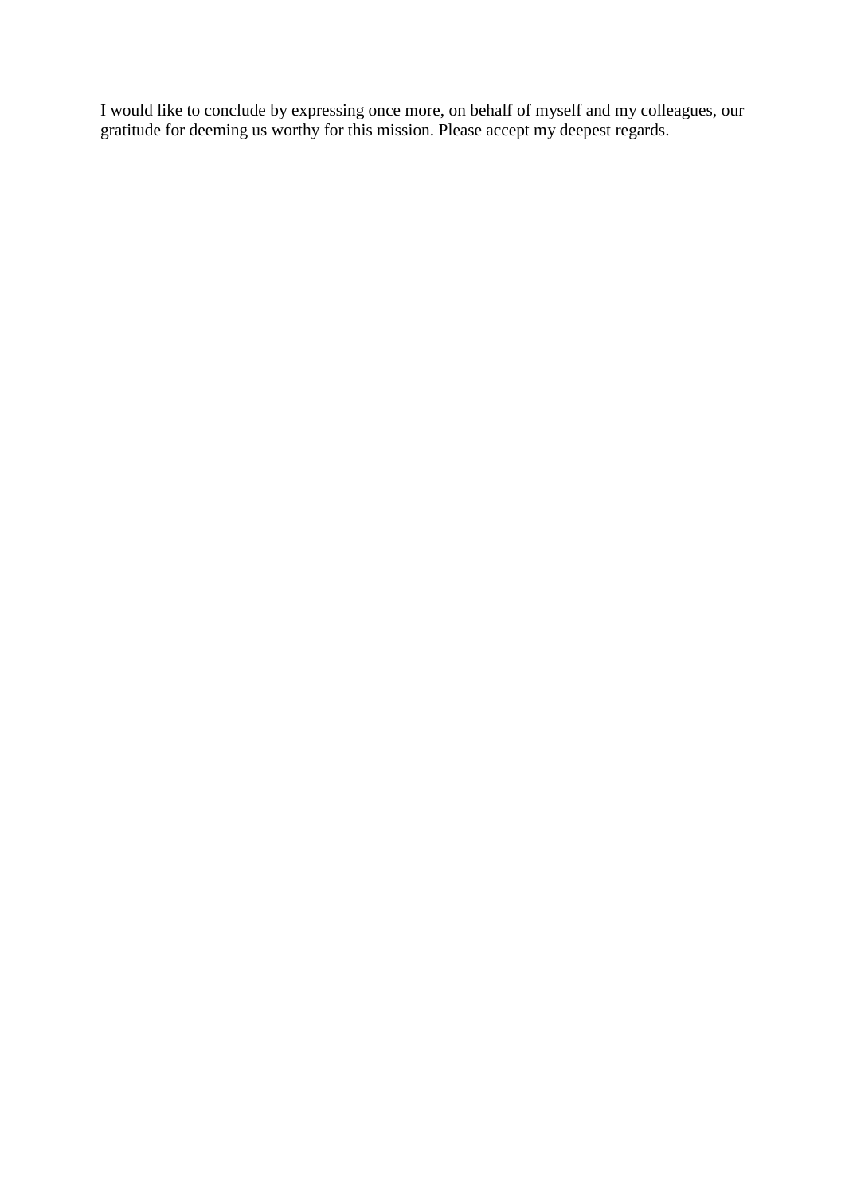I would like to conclude by expressing once more, on behalf of myself and my colleagues, our gratitude for deeming us worthy for this mission. Please accept my deepest regards.